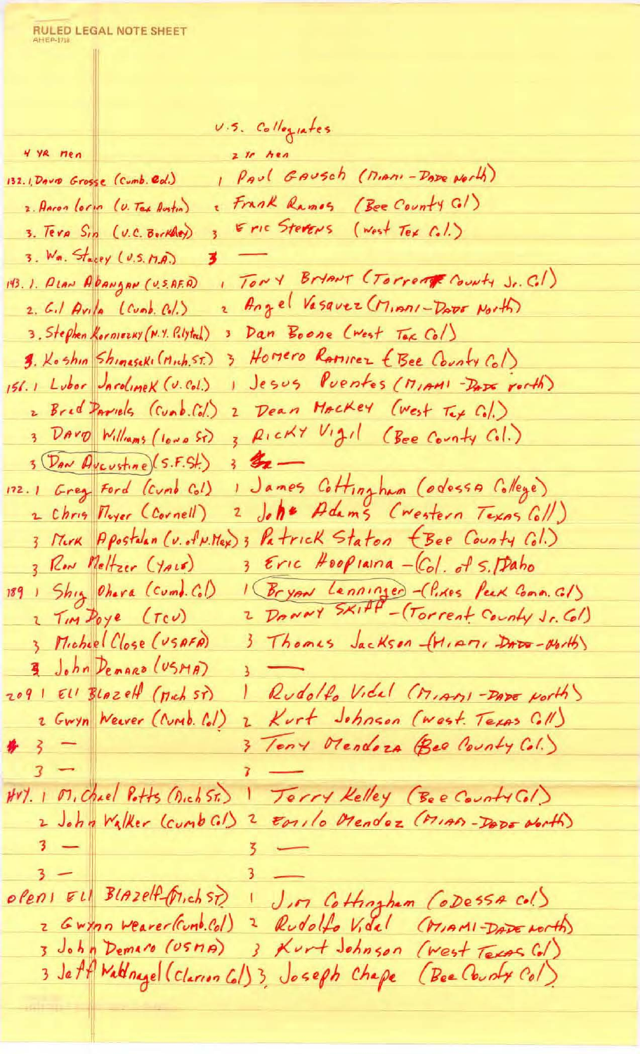RULED LEGAL NOTE SHEET

# U.S. Collegiates

| 4 YR men | | 2 Yr men |
|---|---|---|
| 132. | 1. David Grosse (Cumb. Col.) | 1 Paul Gausch (Miami-Dade North) |
| | 2. Aaron Lorin (U. Tex Austin) | 2 Frank Ramos (Bee County Col) |
| | 3. Tera Sin (U.C. Berkeley) | 3 Eric Stevens (West Tex Col.) |
| | 3. Wm. Stacey (U.S.M.A.) | 3 — |
| 143. | 1. Alan Abangan (U.S.A.F.A) | 1 Tony Bryant (Torrent County Jr. Col) |
| | 2. Gil Avila (Cumb. Col.) | 2 Angel Vasquez (Miami-Dade North) |
| | 3. Stephen Korniezky (N.Y. Polytech) | 3 Dan Boone (West Tex Col) |
| | 3. Koshin Shimasaki (Mich. ST.) | 3 Homero Ramirez (Bee County Col) |
| 156. | 1 Lubor Jarolimek (U. Col.) | 1 Jesus Puentes (Miami-Dade North) |
| | 2 Brad Daniels (Cumb. Col.) | 2 Dean Mackey (West Tex Col.) |
| | 3 David Williams (Iowa St) | 3 Ricky Vigil (Bee County Col.) |
| | 3 Dan Augustine (S.F. St.) | 3 — |
| 172. | 1 Greg Ford (Cumb Col) | 1 James Cottingham (Odessa College) |
| | 2 Chris Mayer (Cornell) | 2 John Adams (Western Texas Coll) |
| | 3 Mark Apostalan (U. of N. Mex) | 3 Patrick Staton (Bee County Col.) |
| | 3 Ron Meltzer (Yale) | 3 Eric Hoopiaina - (Col. of S. Idaho) |
| 189 | 1 Shig Ohara (Cumb. Col) | 1 Bryan Lenninger - (Pikes Peak Comm. Col) |
| | 2 Tim Doye (TCU) | 2 Danny Skiff - (Torrent County Jr. Col) |
| | 3 Michael Close (USAFA) | 3 Thomas Jackson - (Miami Dade-North) |
| | 3 John Demaro (USMA) | 3 — |
| 209 | 1 Eli Blazeff (Mich ST) | 1 Rudolfo Vidal (Miami-Dade North) |
| | 2 Gwyn Weaver (Cumb. Col) | 2 Kurt Johnson (West. Texas Coll) |
| | 3 — | 3 Tony Mendoza (Bee County Col.) |
| | 3 — | 3 — |
| HVY. | 1 Michael Potts (Mich St.) | 1 Terry Kelley (Bee County Col) |
| | 2 John Walker (Cumb Col) | 2 Emilo Mendoz (Miami-Dade North) |
| | 3 — | 3 — |
| | 3 — | 3 — |
| Open | 1 Eli Blazeff (Mich ST) | 1 Jim Cottingham (Odessa Col) |
| | 2 Gwynn Weaver (Cumb. Col) | 2 Rudolfo Vidal (Miami-Dade North) |
| | 3 John Demaro (USMA) | 3 Kurt Johnson (West Texas Col) |
| | 3 Jeff Waldnagel (Clarion Col) | 3 Joseph Chape (Bee County Col) |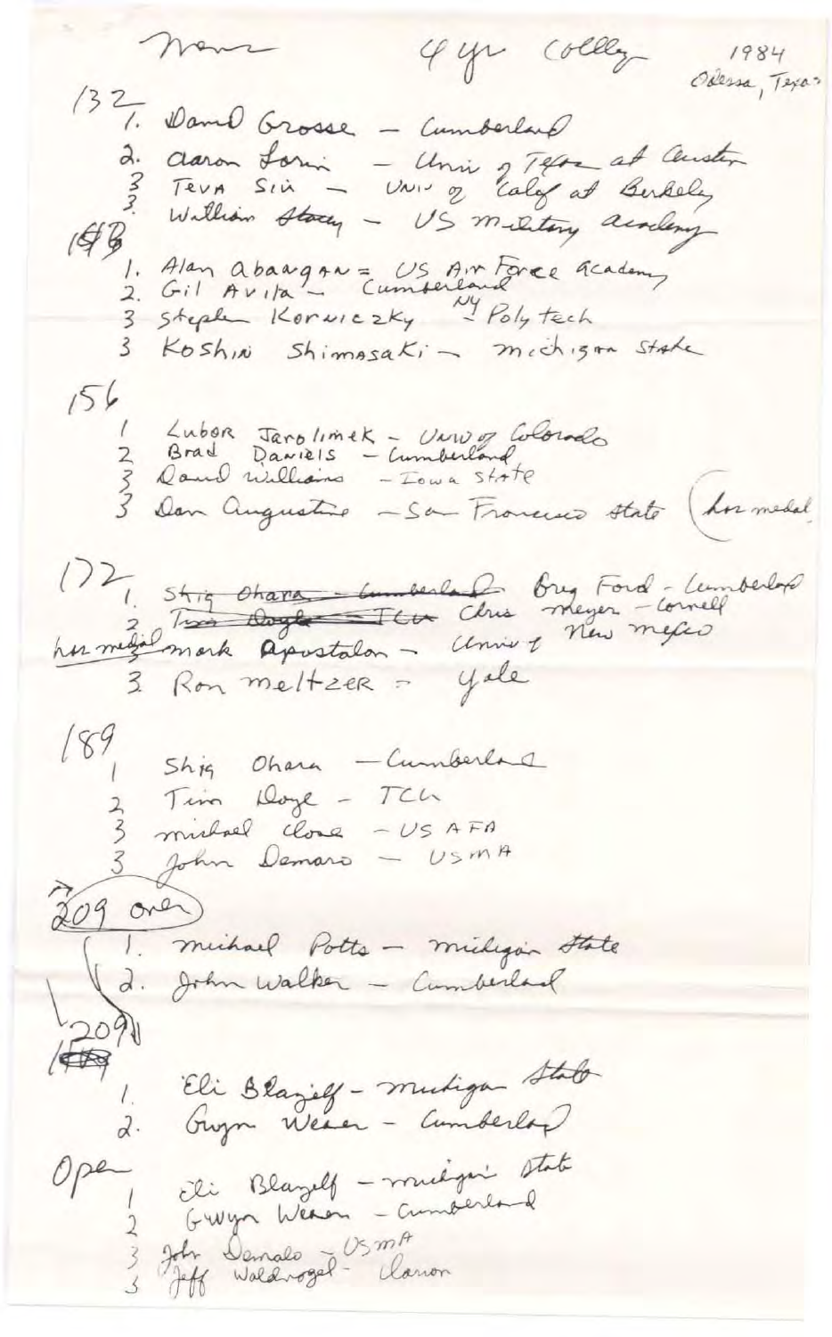Men — 4 yr College — 1984 Odessa, Texas

132

1. David Grosse – Cumberland
2. Aaron Lori – Univ of Texas at Austin
3. Teva Siu – Univ of Calif at Berkeley
3. William Stacy – US Military Academy

148

1. Alan Abangan – US Air Force Academy
2. Gil Avila – Cumberland
3. Stephen Korwiczky – NY Polytech
3. Koshin Shimasaki – Michigan State

156

1. Lubor Jarolimek – Univ of Colorado
2. Brad Daniels – Cumberland
3. David Williams – Iowa State
3. Dan Augustine – San Francisco State (bronze medal)

172

1. ~~Shig Ohara – Cumberland~~ Greg Ford – Cumberland
2. ~~Tim Doyle – TCU~~ Chris Meyer – Cornell
3. (bronze medal) Mark Apostalon – Univ of New Mexico
3. Ron Meltzer – Yale

189

1. Shig Ohara – Cumberland
2. Tim Doyle – TCU
3. Michael Close – USAFA
3. John Demaro – USMA

209 over

1. Michael Potts – Michigan State
2. John Walker – Cumberland

209 ~~[illegible]~~

1. Eli Blazeff – Michigan State
2. Gwyn Weaver – Cumberland

Open

1. Eli Blazeff – Michigan State
2. Gwyn Weaver – Cumberland
3. John Demaro – USMA
3. Jeff Waldvogel – Clarion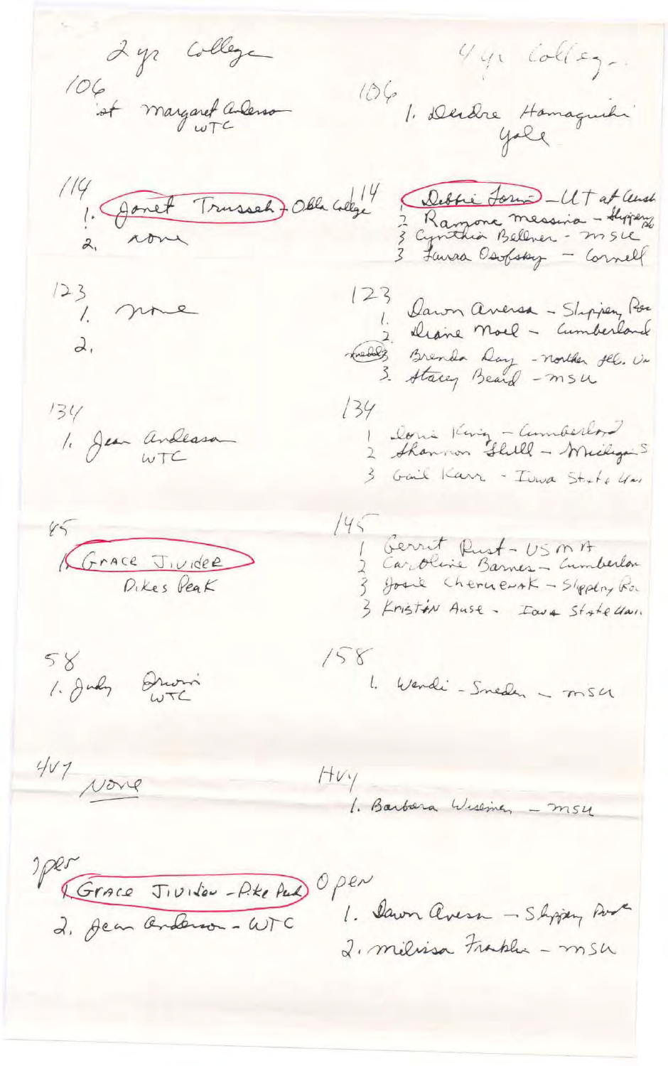| 2 yr College | 4 yr College |
| --- | --- |
| **106** | **106** |
| 1st Margaret Anderson WTC | 1. Deidre Hamaguchi Yale |
| **114** | **114** |
| 1. Janet Trussell - Oblo College | 1. Debbie Jones - UT at Austin |
| 2. none | 2. Ramone Messina - Slippery Rock |
| | 3. Cynthia Bellner - MSU |
| | 3. Laura Osofsky - Cornell |
| **123** | **123** |
| 1. none | 1. Dawn Aversa - Slippery Rock |
| 2. | 2. Diane Noel - Cumberland |
| | 3. Brenda Day - Northern Ill. Univ |
| | 3. Stacey Beard - MSU |
| **134** | **134** |
| 1. Jean Andleason WTC | 1. Dorie King - Cumberland |
| | 2. Shannon Shull - Michigan S |
| | 3. Gail Karr - Iowa State Univ |
| **145** | **145** |
| 1. Grace Jivider Pikes Peak | 1. Gerrit Rust - USMA |
| | 2. Caroline Barnes - Cumberland |
| | 3. Josie Chernenak - Slippery Rock |
| | 3. Kristin Ause - Iowa State Univ |
| **158** | **158** |
| 1. Judy Orsini WTC | 1. Wendi Sneden - MSU |
| **HVY** | **HVY** |
| None | 1. Barbara Wiseman - MSU |
| **Open** | **Open** |
| 1. Grace Jividen - Pike Peak | 1. Dawn Aversa - Slippery Rock |
| 2. Jean Anderson - WTC | 2. Melissa Franklin - MSU |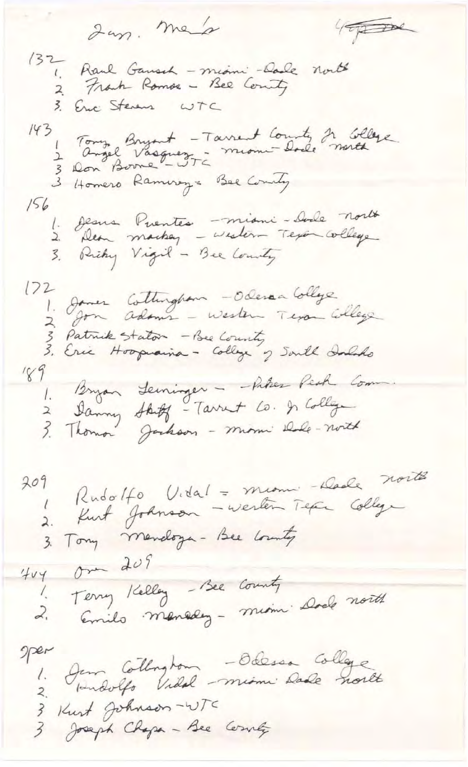Jun. Men's

132
1. Raul Gansch - Miami-Dade North
2. Frank Romoe - Bee County
3. Eric Stevens WTC

143
1 Tony Bryant - Tarrant County Jr College
2 Angel Vasquez - Miami-Dade North
3 Don Boone - WTC
3 Homero Ramirez - Bee County

156
1. Jesus Puentes - Miami-Dade North
2. Dean Mackey - Western Texas College
3. Ricky Vigil - Bee County

172
1. James Cottingham - Odessa College
2. Jon Adams - Western Texas College
3 Patrick Staton - Bee County
3. Eric Hoopuaina - College of South Idaho

189
1. Bryan Leininger - Pikes Peak Comm.
2 Danny Skiff - Tarrant Co. Jr College
3. Thomas Jackson - Miami Dade-North

209
1 Rudolfo Vidal - Miami-Dade North
2. Kurt Johnson - Western Texas College
3. Tony Mendoza - Bee County

Hvy Over 209
1. Terry Kelley - Bee County
2. Emilo Menedez - Miami Dade North

Open
1. Jim Cottingham - Odessa College
2. Rudolfo Vidal - Miami Dade North
3 Kurt Johnson - WTC
3 Joseph Chapa - Bee County